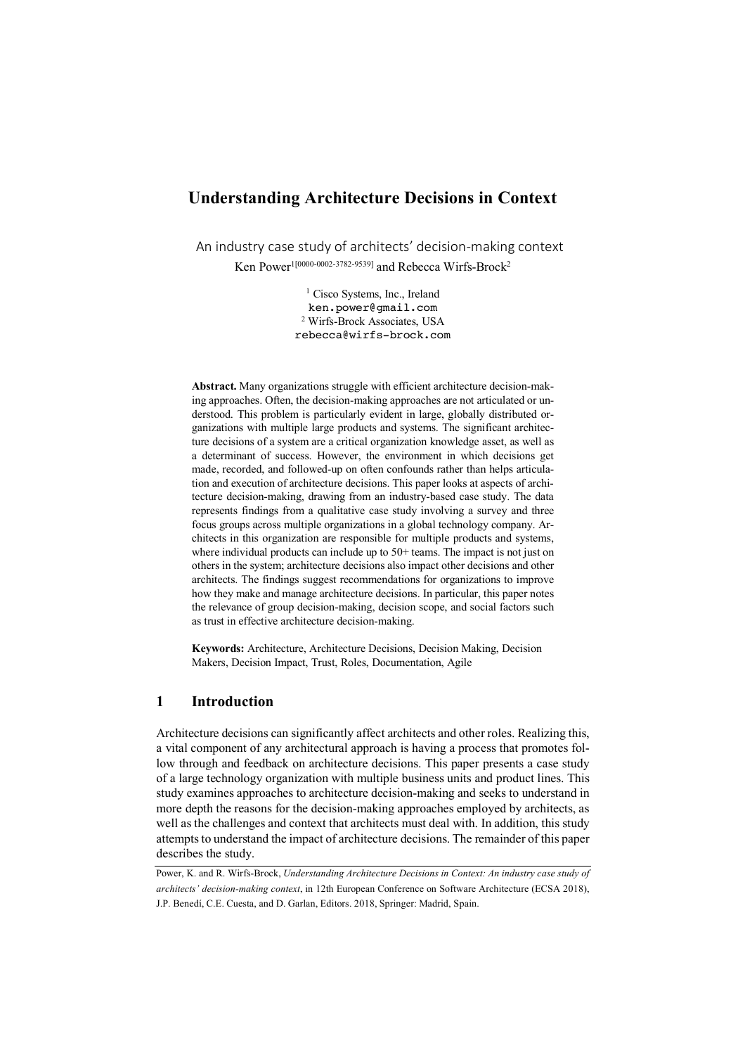# Understanding Architecture Decisions in Context

An industry case study of architects' decision-making context

Ken Power[1][0000-0002-3782-9539] and Rebecca Wirfs-Brock[2]

[1] Cisco Systems, Inc., Ireland
ken.power@gmail.com
[2] Wirfs-Brock Associates, USA
rebecca@wirfs-brock.com

**Abstract.** Many organizations struggle with efficient architecture decision-making approaches. Often, the decision-making approaches are not articulated or understood. This problem is particularly evident in large, globally distributed organizations with multiple large products and systems. The significant architecture decisions of a system are a critical organization knowledge asset, as well as a determinant of success. However, the environment in which decisions get made, recorded, and followed-up on often confounds rather than helps articulation and execution of architecture decisions. This paper looks at aspects of architecture decision-making, drawing from an industry-based case study. The data represents findings from a qualitative case study involving a survey and three focus groups across multiple organizations in a global technology company. Architects in this organization are responsible for multiple products and systems, where individual products can include up to 50+ teams. The impact is not just on others in the system; architecture decisions also impact other decisions and other architects. The findings suggest recommendations for organizations to improve how they make and manage architecture decisions. In particular, this paper notes the relevance of group decision-making, decision scope, and social factors such as trust in effective architecture decision-making.

**Keywords:** Architecture, Architecture Decisions, Decision Making, Decision Makers, Decision Impact, Trust, Roles, Documentation, Agile

## 1 Introduction

Architecture decisions can significantly affect architects and other roles. Realizing this, a vital component of any architectural approach is having a process that promotes follow through and feedback on architecture decisions. This paper presents a case study of a large technology organization with multiple business units and product lines. This study examines approaches to architecture decision-making and seeks to understand in more depth the reasons for the decision-making approaches employed by architects, as well as the challenges and context that architects must deal with. In addition, this study attempts to understand the impact of architecture decisions. The remainder of this paper describes the study.

Power, K. and R. Wirfs-Brock, *Understanding Architecture Decisions in Context: An industry case study of architects' decision-making context*, in 12th European Conference on Software Architecture (ECSA 2018), J.P. Benedí, C.E. Cuesta, and D. Garlan, Editors. 2018, Springer: Madrid, Spain.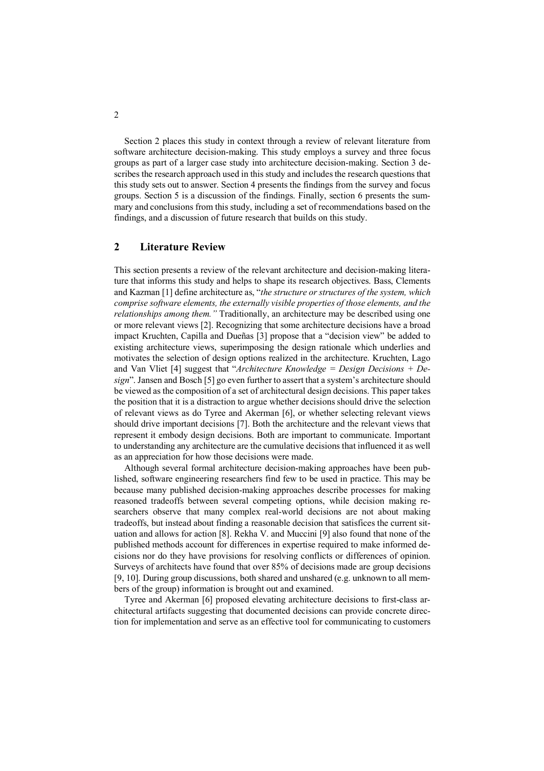Section 2 places this study in context through a review of relevant literature from software architecture decision-making. This study employs a survey and three focus groups as part of a larger case study into architecture decision-making. Section 3 describes the research approach used in this study and includes the research questions that this study sets out to answer. Section 4 presents the findings from the survey and focus groups. Section 5 is a discussion of the findings. Finally, section 6 presents the summary and conclusions from this study, including a set of recommendations based on the findings, and a discussion of future research that builds on this study.

## 2 Literature Review

This section presents a review of the relevant architecture and decision-making literature that informs this study and helps to shape its research objectives. Bass, Clements and Kazman [1] define architecture as, "*the structure or structures of the system, which comprise software elements, the externally visible properties of those elements, and the relationships among them."* Traditionally, an architecture may be described using one or more relevant views [2]. Recognizing that some architecture decisions have a broad impact Kruchten, Capilla and Dueñas [3] propose that a "decision view" be added to existing architecture views, superimposing the design rationale which underlies and motivates the selection of design options realized in the architecture. Kruchten, Lago and Van Vliet [4] suggest that "*Architecture Knowledge = Design Decisions + Design*". Jansen and Bosch [5] go even further to assert that a system's architecture should be viewed as the composition of a set of architectural design decisions. This paper takes the position that it is a distraction to argue whether decisions should drive the selection of relevant views as do Tyree and Akerman [6], or whether selecting relevant views should drive important decisions [7]. Both the architecture and the relevant views that represent it embody design decisions. Both are important to communicate. Important to understanding any architecture are the cumulative decisions that influenced it as well as an appreciation for how those decisions were made.

Although several formal architecture decision-making approaches have been published, software engineering researchers find few to be used in practice. This may be because many published decision-making approaches describe processes for making reasoned tradeoffs between several competing options, while decision making researchers observe that many complex real-world decisions are not about making tradeoffs, but instead about finding a reasonable decision that satisfices the current situation and allows for action [8]. Rekha V. and Muccini [9] also found that none of the published methods account for differences in expertise required to make informed decisions nor do they have provisions for resolving conflicts or differences of opinion. Surveys of architects have found that over 85% of decisions made are group decisions [9, 10]. During group discussions, both shared and unshared (e.g. unknown to all members of the group) information is brought out and examined.

Tyree and Akerman [6] proposed elevating architecture decisions to first-class architectural artifacts suggesting that documented decisions can provide concrete direction for implementation and serve as an effective tool for communicating to customers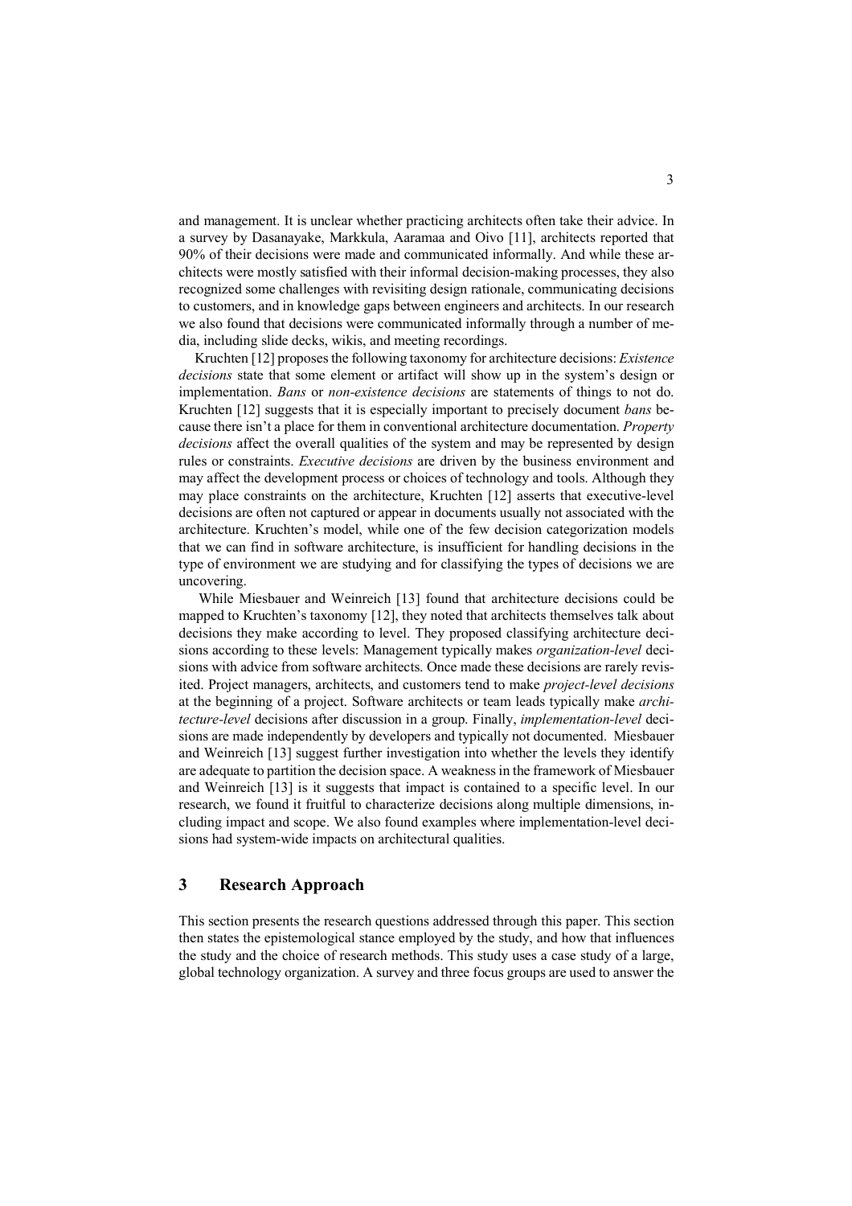and management. It is unclear whether practicing architects often take their advice. In a survey by Dasanayake, Markkula, Aaramaa and Oivo [11], architects reported that 90% of their decisions were made and communicated informally. And while these architects were mostly satisfied with their informal decision-making processes, they also recognized some challenges with revisiting design rationale, communicating decisions to customers, and in knowledge gaps between engineers and architects. In our research we also found that decisions were communicated informally through a number of media, including slide decks, wikis, and meeting recordings.

Kruchten [12] proposes the following taxonomy for architecture decisions: *Existence decisions* state that some element or artifact will show up in the system's design or implementation. *Bans* or *non-existence decisions* are statements of things to not do. Kruchten [12] suggests that it is especially important to precisely document *bans* because there isn't a place for them in conventional architecture documentation. *Property decisions* affect the overall qualities of the system and may be represented by design rules or constraints. *Executive decisions* are driven by the business environment and may affect the development process or choices of technology and tools. Although they may place constraints on the architecture, Kruchten [12] asserts that executive-level decisions are often not captured or appear in documents usually not associated with the architecture. Kruchten's model, while one of the few decision categorization models that we can find in software architecture, is insufficient for handling decisions in the type of environment we are studying and for classifying the types of decisions we are uncovering.

While Miesbauer and Weinreich [13] found that architecture decisions could be mapped to Kruchten's taxonomy [12], they noted that architects themselves talk about decisions they make according to level. They proposed classifying architecture decisions according to these levels: Management typically makes *organization-level* decisions with advice from software architects. Once made these decisions are rarely revisited. Project managers, architects, and customers tend to make *project-level decisions* at the beginning of a project. Software architects or team leads typically make *architecture-level* decisions after discussion in a group. Finally, *implementation-level* decisions are made independently by developers and typically not documented. Miesbauer and Weinreich [13] suggest further investigation into whether the levels they identify are adequate to partition the decision space. A weakness in the framework of Miesbauer and Weinreich [13] is it suggests that impact is contained to a specific level. In our research, we found it fruitful to characterize decisions along multiple dimensions, including impact and scope. We also found examples where implementation-level decisions had system-wide impacts on architectural qualities.

## 3 Research Approach

This section presents the research questions addressed through this paper. This section then states the epistemological stance employed by the study, and how that influences the study and the choice of research methods. This study uses a case study of a large, global technology organization. A survey and three focus groups are used to answer the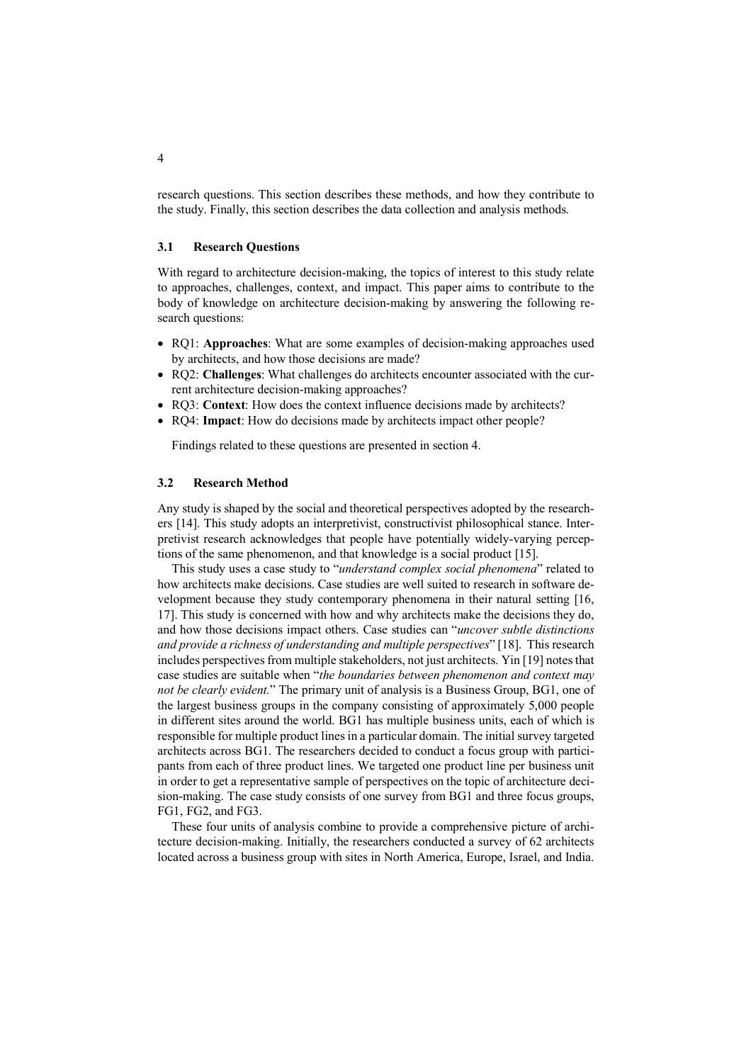research questions. This section describes these methods, and how they contribute to the study. Finally, this section describes the data collection and analysis methods.

### 3.1 Research Questions

With regard to architecture decision-making, the topics of interest to this study relate to approaches, challenges, context, and impact. This paper aims to contribute to the body of knowledge on architecture decision-making by answering the following research questions:

- RQ1: **Approaches**: What are some examples of decision-making approaches used by architects, and how those decisions are made?
- RQ2: **Challenges**: What challenges do architects encounter associated with the current architecture decision-making approaches?
- RQ3: **Context**: How does the context influence decisions made by architects?
- RQ4: **Impact**: How do decisions made by architects impact other people?

Findings related to these questions are presented in section 4.

### 3.2 Research Method

Any study is shaped by the social and theoretical perspectives adopted by the researchers [14]. This study adopts an interpretivist, constructivist philosophical stance. Interpretivist research acknowledges that people have potentially widely-varying perceptions of the same phenomenon, and that knowledge is a social product [15].

This study uses a case study to "*understand complex social phenomena*" related to how architects make decisions. Case studies are well suited to research in software development because they study contemporary phenomena in their natural setting [16, 17]. This study is concerned with how and why architects make the decisions they do, and how those decisions impact others. Case studies can "*uncover subtle distinctions and provide a richness of understanding and multiple perspectives*" [18]. This research includes perspectives from multiple stakeholders, not just architects. Yin [19] notes that case studies are suitable when "*the boundaries between phenomenon and context may not be clearly evident.*" The primary unit of analysis is a Business Group, BG1, one of the largest business groups in the company consisting of approximately 5,000 people in different sites around the world. BG1 has multiple business units, each of which is responsible for multiple product lines in a particular domain. The initial survey targeted architects across BG1. The researchers decided to conduct a focus group with participants from each of three product lines. We targeted one product line per business unit in order to get a representative sample of perspectives on the topic of architecture decision-making. The case study consists of one survey from BG1 and three focus groups, FG1, FG2, and FG3.

These four units of analysis combine to provide a comprehensive picture of architecture decision-making. Initially, the researchers conducted a survey of 62 architects located across a business group with sites in North America, Europe, Israel, and India.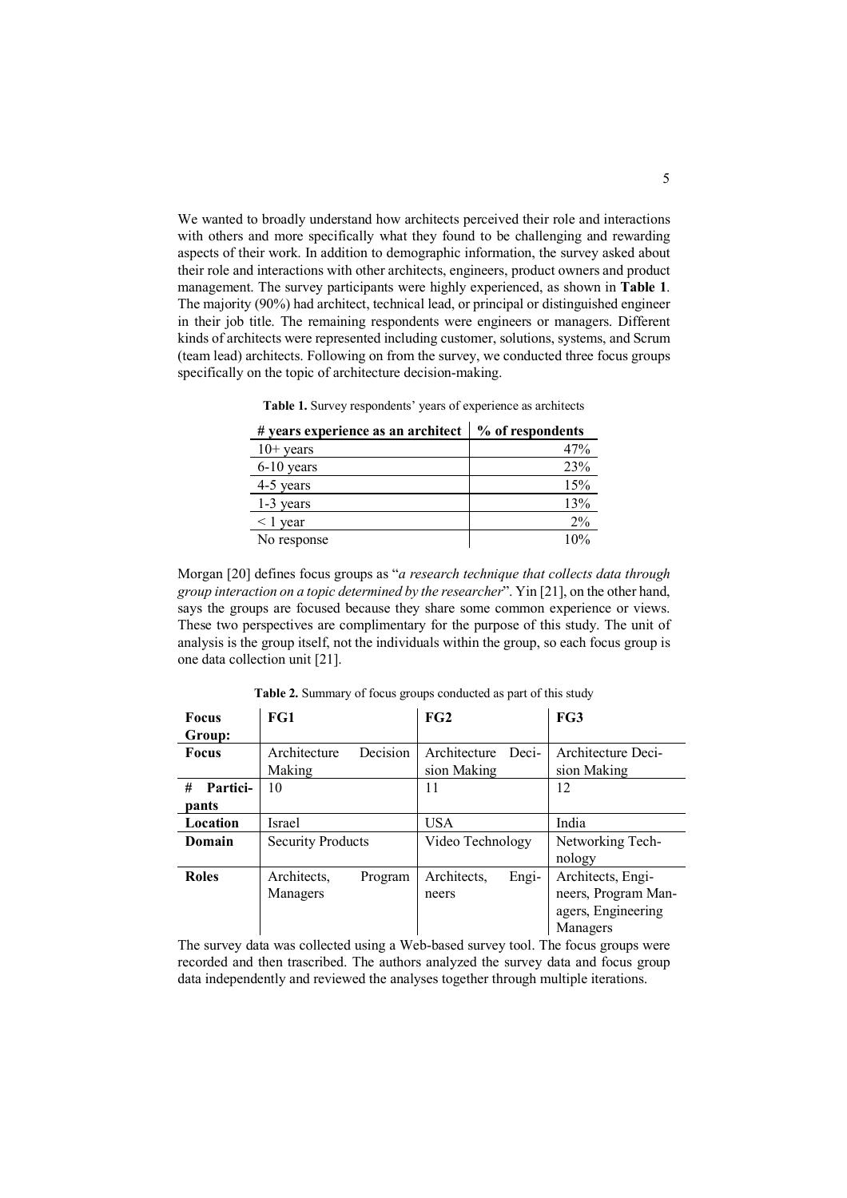We wanted to broadly understand how architects perceived their role and interactions with others and more specifically what they found to be challenging and rewarding aspects of their work. In addition to demographic information, the survey asked about their role and interactions with other architects, engineers, product owners and product management. The survey participants were highly experienced, as shown in **Table 1**. The majority (90%) had architect, technical lead, or principal or distinguished engineer in their job title. The remaining respondents were engineers or managers. Different kinds of architects were represented including customer, solutions, systems, and Scrum (team lead) architects. Following on from the survey, we conducted three focus groups specifically on the topic of architecture decision-making.

**Table 1.** Survey respondents' years of experience as architects

| # years experience as an architect | % of respondents |
|---|---:|
| 10+ years | 47% |
| 6-10 years | 23% |
| 4-5 years | 15% |
| 1-3 years | 13% |
| < 1 year | 2% |
| No response | 10% |

Morgan [20] defines focus groups as "*a research technique that collects data through group interaction on a topic determined by the researcher*". Yin [21], on the other hand, says the groups are focused because they share some common experience or views. These two perspectives are complimentary for the purpose of this study. The unit of analysis is the group itself, not the individuals within the group, so each focus group is one data collection unit [21].

**Table 2.** Summary of focus groups conducted as part of this study

| **Focus Group:** | **FG1** | **FG2** | **FG3** |
|---|---|---|---|
| **Focus** | Architecture Decision Making | Architecture Decision Making | Architecture Decision Making |
| **# Participants** | 10 | 11 | 12 |
| **Location** | Israel | USA | India |
| **Domain** | Security Products | Video Technology | Networking Technology |
| **Roles** | Architects, Program Managers | Architects, Engineers | Architects, Engineers, Program Managers, Engineering Managers |

The survey data was collected using a Web-based survey tool. The focus groups were recorded and then trascribed. The authors analyzed the survey data and focus group data independently and reviewed the analyses together through multiple iterations.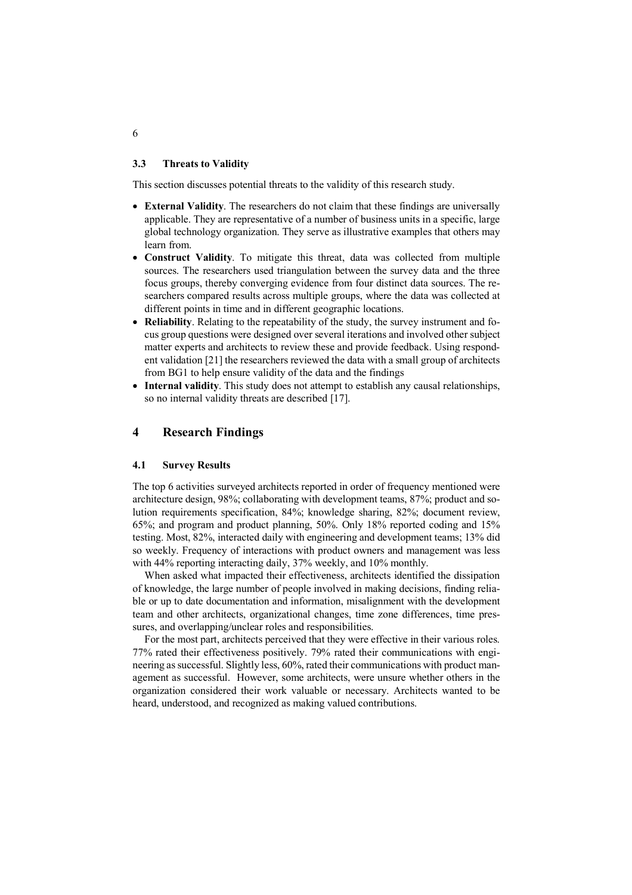### 3.3 Threats to Validity

This section discusses potential threats to the validity of this research study.

- **External Validity**. The researchers do not claim that these findings are universally applicable. They are representative of a number of business units in a specific, large global technology organization. They serve as illustrative examples that others may learn from.
- **Construct Validity**. To mitigate this threat, data was collected from multiple sources. The researchers used triangulation between the survey data and the three focus groups, thereby converging evidence from four distinct data sources. The researchers compared results across multiple groups, where the data was collected at different points in time and in different geographic locations.
- **Reliability**. Relating to the repeatability of the study, the survey instrument and focus group questions were designed over several iterations and involved other subject matter experts and architects to review these and provide feedback. Using respondent validation [21] the researchers reviewed the data with a small group of architects from BG1 to help ensure validity of the data and the findings
- **Internal validity**. This study does not attempt to establish any causal relationships, so no internal validity threats are described [17].

## 4 Research Findings

### 4.1 Survey Results

The top 6 activities surveyed architects reported in order of frequency mentioned were architecture design, 98%; collaborating with development teams, 87%; product and solution requirements specification, 84%; knowledge sharing, 82%; document review, 65%; and program and product planning, 50%. Only 18% reported coding and 15% testing. Most, 82%, interacted daily with engineering and development teams; 13% did so weekly. Frequency of interactions with product owners and management was less with 44% reporting interacting daily, 37% weekly, and 10% monthly.

When asked what impacted their effectiveness, architects identified the dissipation of knowledge, the large number of people involved in making decisions, finding reliable or up to date documentation and information, misalignment with the development team and other architects, organizational changes, time zone differences, time pressures, and overlapping/unclear roles and responsibilities.

For the most part, architects perceived that they were effective in their various roles. 77% rated their effectiveness positively. 79% rated their communications with engineering as successful. Slightly less, 60%, rated their communications with product management as successful. However, some architects, were unsure whether others in the organization considered their work valuable or necessary. Architects wanted to be heard, understood, and recognized as making valued contributions.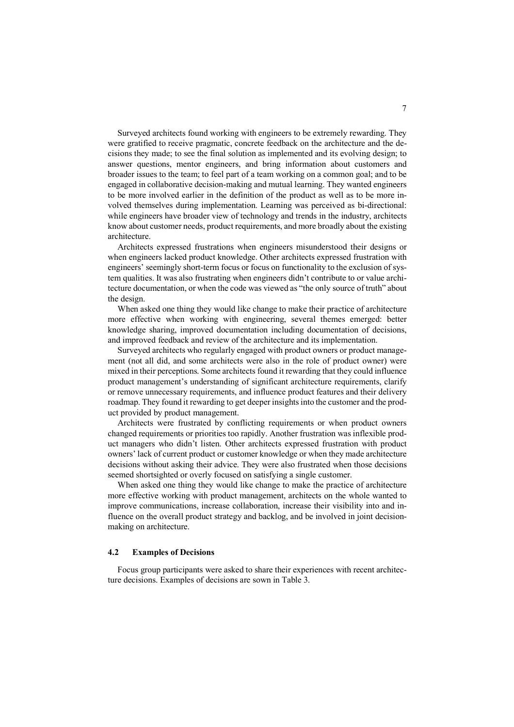Surveyed architects found working with engineers to be extremely rewarding. They were gratified to receive pragmatic, concrete feedback on the architecture and the decisions they made; to see the final solution as implemented and its evolving design; to answer questions, mentor engineers, and bring information about customers and broader issues to the team; to feel part of a team working on a common goal; and to be engaged in collaborative decision-making and mutual learning. They wanted engineers to be more involved earlier in the definition of the product as well as to be more involved themselves during implementation. Learning was perceived as bi-directional: while engineers have broader view of technology and trends in the industry, architects know about customer needs, product requirements, and more broadly about the existing architecture.

Architects expressed frustrations when engineers misunderstood their designs or when engineers lacked product knowledge. Other architects expressed frustration with engineers' seemingly short-term focus or focus on functionality to the exclusion of system qualities. It was also frustrating when engineers didn't contribute to or value architecture documentation, or when the code was viewed as "the only source of truth" about the design.

When asked one thing they would like change to make their practice of architecture more effective when working with engineering, several themes emerged: better knowledge sharing, improved documentation including documentation of decisions, and improved feedback and review of the architecture and its implementation.

Surveyed architects who regularly engaged with product owners or product management (not all did, and some architects were also in the role of product owner) were mixed in their perceptions. Some architects found it rewarding that they could influence product management's understanding of significant architecture requirements, clarify or remove unnecessary requirements, and influence product features and their delivery roadmap. They found it rewarding to get deeper insights into the customer and the product provided by product management.

Architects were frustrated by conflicting requirements or when product owners changed requirements or priorities too rapidly. Another frustration was inflexible product managers who didn't listen. Other architects expressed frustration with product owners' lack of current product or customer knowledge or when they made architecture decisions without asking their advice. They were also frustrated when those decisions seemed shortsighted or overly focused on satisfying a single customer.

When asked one thing they would like change to make the practice of architecture more effective working with product management, architects on the whole wanted to improve communications, increase collaboration, increase their visibility into and influence on the overall product strategy and backlog, and be involved in joint decision-making on architecture.

### 4.2 Examples of Decisions

Focus group participants were asked to share their experiences with recent architecture decisions. Examples of decisions are sown in Table 3.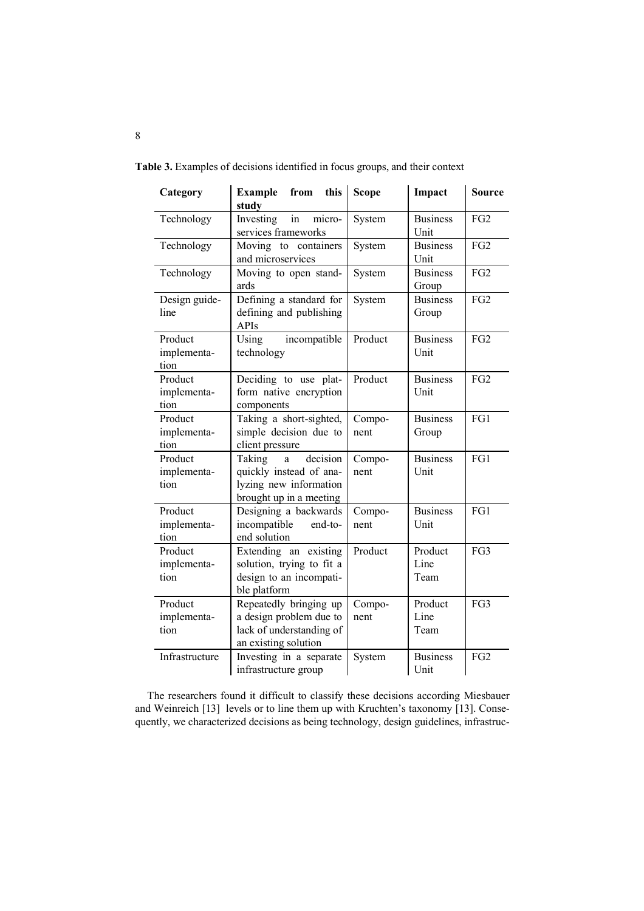**Table 3.** Examples of decisions identified in focus groups, and their context

| Category | Example from this study | Scope | Impact | Source |
|---|---|---|---|---|
| Technology | Investing in micro-services frameworks | System | Business Unit | FG2 |
| Technology | Moving to containers and microservices | System | Business Unit | FG2 |
| Technology | Moving to open standards | System | Business Group | FG2 |
| Design guideline | Defining a standard for defining and publishing APIs | System | Business Group | FG2 |
| Product implementation | Using incompatible technology | Product | Business Unit | FG2 |
| Product implementation | Deciding to use platform native encryption components | Product | Business Unit | FG2 |
| Product implementation | Taking a short-sighted, simple decision due to client pressure | Component | Business Group | FG1 |
| Product implementation | Taking a decision quickly instead of analyzing new information brought up in a meeting | Component | Business Unit | FG1 |
| Product implementation | Designing a backwards incompatible end-to-end solution | Component | Business Unit | FG1 |
| Product implementation | Extending an existing solution, trying to fit a design to an incompatible platform | Product | Product Line Team | FG3 |
| Product implementation | Repeatedly bringing up a design problem due to lack of understanding of an existing solution | Component | Product Line Team | FG3 |
| Infrastructure | Investing in a separate infrastructure group | System | Business Unit | FG2 |

The researchers found it difficult to classify these decisions according Miesbauer and Weinreich [13] levels or to line them up with Kruchten's taxonomy [13]. Consequently, we characterized decisions as being technology, design guidelines, infrastruc-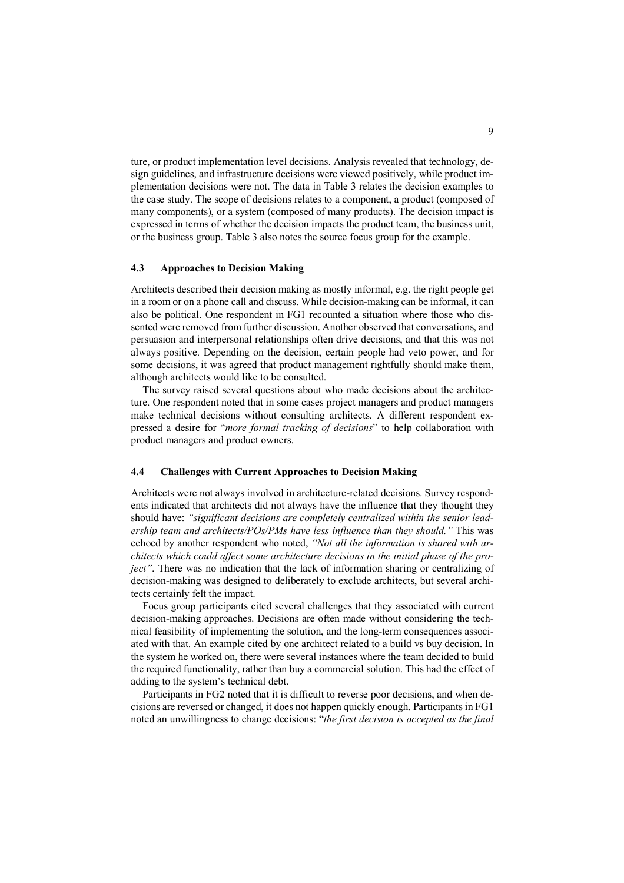ture, or product implementation level decisions. Analysis revealed that technology, design guidelines, and infrastructure decisions were viewed positively, while product implementation decisions were not. The data in Table 3 relates the decision examples to the case study. The scope of decisions relates to a component, a product (composed of many components), or a system (composed of many products). The decision impact is expressed in terms of whether the decision impacts the product team, the business unit, or the business group. Table 3 also notes the source focus group for the example.

### 4.3 Approaches to Decision Making

Architects described their decision making as mostly informal, e.g. the right people get in a room or on a phone call and discuss. While decision-making can be informal, it can also be political. One respondent in FG1 recounted a situation where those who dissented were removed from further discussion. Another observed that conversations, and persuasion and interpersonal relationships often drive decisions, and that this was not always positive. Depending on the decision, certain people had veto power, and for some decisions, it was agreed that product management rightfully should make them, although architects would like to be consulted.

The survey raised several questions about who made decisions about the architecture. One respondent noted that in some cases project managers and product managers make technical decisions without consulting architects. A different respondent expressed a desire for "*more formal tracking of decisions*" to help collaboration with product managers and product owners.

### 4.4 Challenges with Current Approaches to Decision Making

Architects were not always involved in architecture-related decisions. Survey respondents indicated that architects did not always have the influence that they thought they should have: *"significant decisions are completely centralized within the senior leadership team and architects/POs/PMs have less influence than they should."* This was echoed by another respondent who noted, *"Not all the information is shared with architects which could affect some architecture decisions in the initial phase of the project"*. There was no indication that the lack of information sharing or centralizing of decision-making was designed to deliberately to exclude architects, but several architects certainly felt the impact.

Focus group participants cited several challenges that they associated with current decision-making approaches. Decisions are often made without considering the technical feasibility of implementing the solution, and the long-term consequences associated with that. An example cited by one architect related to a build vs buy decision. In the system he worked on, there were several instances where the team decided to build the required functionality, rather than buy a commercial solution. This had the effect of adding to the system's technical debt.

Participants in FG2 noted that it is difficult to reverse poor decisions, and when decisions are reversed or changed, it does not happen quickly enough. Participants in FG1 noted an unwillingness to change decisions: "*the first decision is accepted as the final*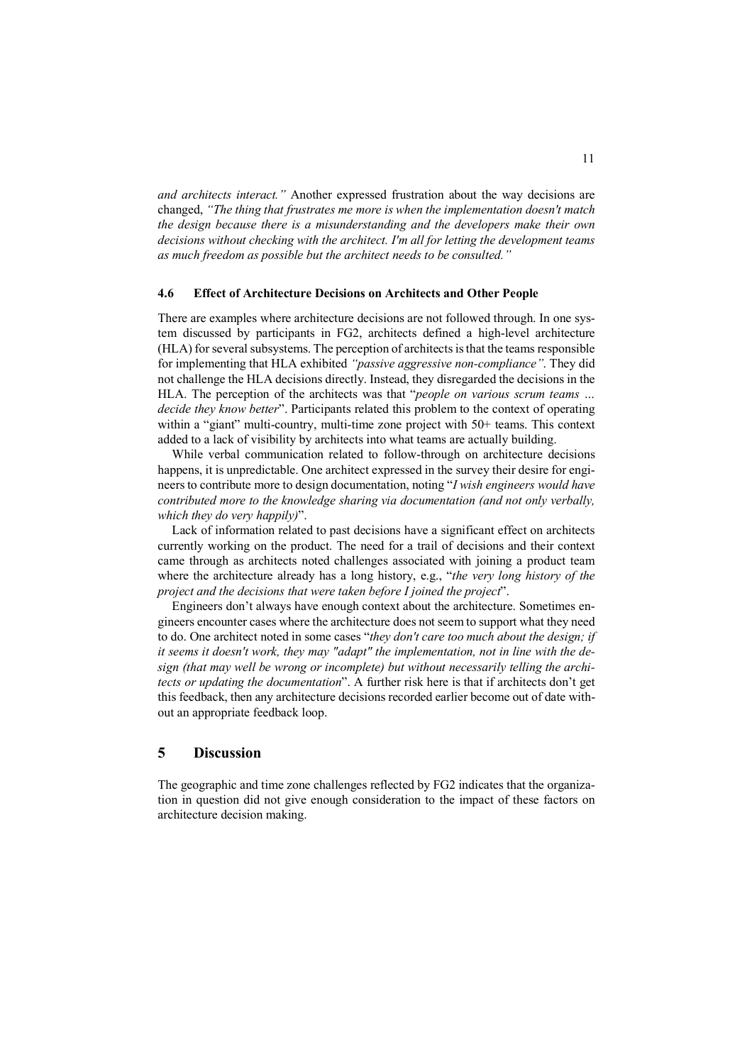*and architects interact."* Another expressed frustration about the way decisions are changed, *"The thing that frustrates me more is when the implementation doesn't match the design because there is a misunderstanding and the developers make their own decisions without checking with the architect. I'm all for letting the development teams as much freedom as possible but the architect needs to be consulted."*

### 4.6 Effect of Architecture Decisions on Architects and Other People

There are examples where architecture decisions are not followed through. In one system discussed by participants in FG2, architects defined a high-level architecture (HLA) for several subsystems. The perception of architects is that the teams responsible for implementing that HLA exhibited *"passive aggressive non-compliance"*. They did not challenge the HLA decisions directly. Instead, they disregarded the decisions in the HLA. The perception of the architects was that "*people on various scrum teams … decide they know better*". Participants related this problem to the context of operating within a "giant" multi-country, multi-time zone project with 50+ teams. This context added to a lack of visibility by architects into what teams are actually building.

While verbal communication related to follow-through on architecture decisions happens, it is unpredictable. One architect expressed in the survey their desire for engineers to contribute more to design documentation, noting "*I wish engineers would have contributed more to the knowledge sharing via documentation (and not only verbally, which they do very happily)*".

Lack of information related to past decisions have a significant effect on architects currently working on the product. The need for a trail of decisions and their context came through as architects noted challenges associated with joining a product team where the architecture already has a long history, e.g., "*the very long history of the project and the decisions that were taken before I joined the project*".

Engineers don't always have enough context about the architecture. Sometimes engineers encounter cases where the architecture does not seem to support what they need to do. One architect noted in some cases "*they don't care too much about the design; if it seems it doesn't work, they may "adapt" the implementation, not in line with the design (that may well be wrong or incomplete) but without necessarily telling the architects or updating the documentation*". A further risk here is that if architects don't get this feedback, then any architecture decisions recorded earlier become out of date without an appropriate feedback loop.

## 5 Discussion

The geographic and time zone challenges reflected by FG2 indicates that the organization in question did not give enough consideration to the impact of these factors on architecture decision making.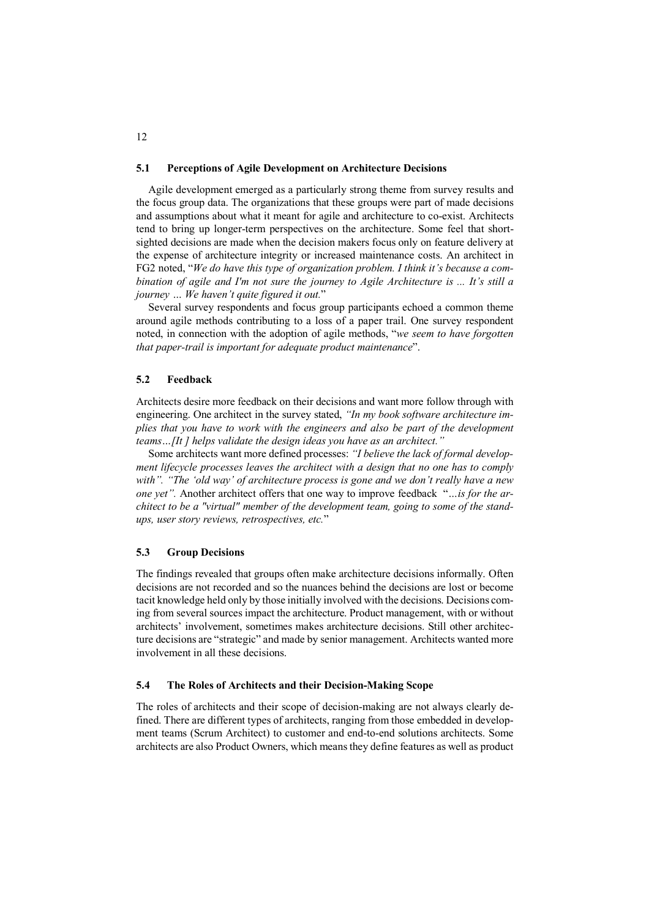### 5.1 Perceptions of Agile Development on Architecture Decisions

Agile development emerged as a particularly strong theme from survey results and the focus group data. The organizations that these groups were part of made decisions and assumptions about what it meant for agile and architecture to co-exist. Architects tend to bring up longer-term perspectives on the architecture. Some feel that short-sighted decisions are made when the decision makers focus only on feature delivery at the expense of architecture integrity or increased maintenance costs. An architect in FG2 noted, "*We do have this type of organization problem. I think it's because a combination of agile and I'm not sure the journey to Agile Architecture is ... It's still a journey … We haven't quite figured it out.*"

Several survey respondents and focus group participants echoed a common theme around agile methods contributing to a loss of a paper trail. One survey respondent noted, in connection with the adoption of agile methods, "*we seem to have forgotten that paper-trail is important for adequate product maintenance*".

### 5.2 Feedback

Architects desire more feedback on their decisions and want more follow through with engineering. One architect in the survey stated, *"In my book software architecture implies that you have to work with the engineers and also be part of the development teams…[It ] helps validate the design ideas you have as an architect."*

Some architects want more defined processes: *"I believe the lack of formal development lifecycle processes leaves the architect with a design that no one has to comply with". "The 'old way' of architecture process is gone and we don't really have a new one yet".* Another architect offers that one way to improve feedback "*…is for the architect to be a "virtual" member of the development team, going to some of the stand-ups, user story reviews, retrospectives, etc.*"

### 5.3 Group Decisions

The findings revealed that groups often make architecture decisions informally. Often decisions are not recorded and so the nuances behind the decisions are lost or become tacit knowledge held only by those initially involved with the decisions. Decisions coming from several sources impact the architecture. Product management, with or without architects' involvement, sometimes makes architecture decisions. Still other architecture decisions are "strategic" and made by senior management. Architects wanted more involvement in all these decisions.

### 5.4 The Roles of Architects and their Decision-Making Scope

The roles of architects and their scope of decision-making are not always clearly defined. There are different types of architects, ranging from those embedded in development teams (Scrum Architect) to customer and end-to-end solutions architects. Some architects are also Product Owners, which means they define features as well as product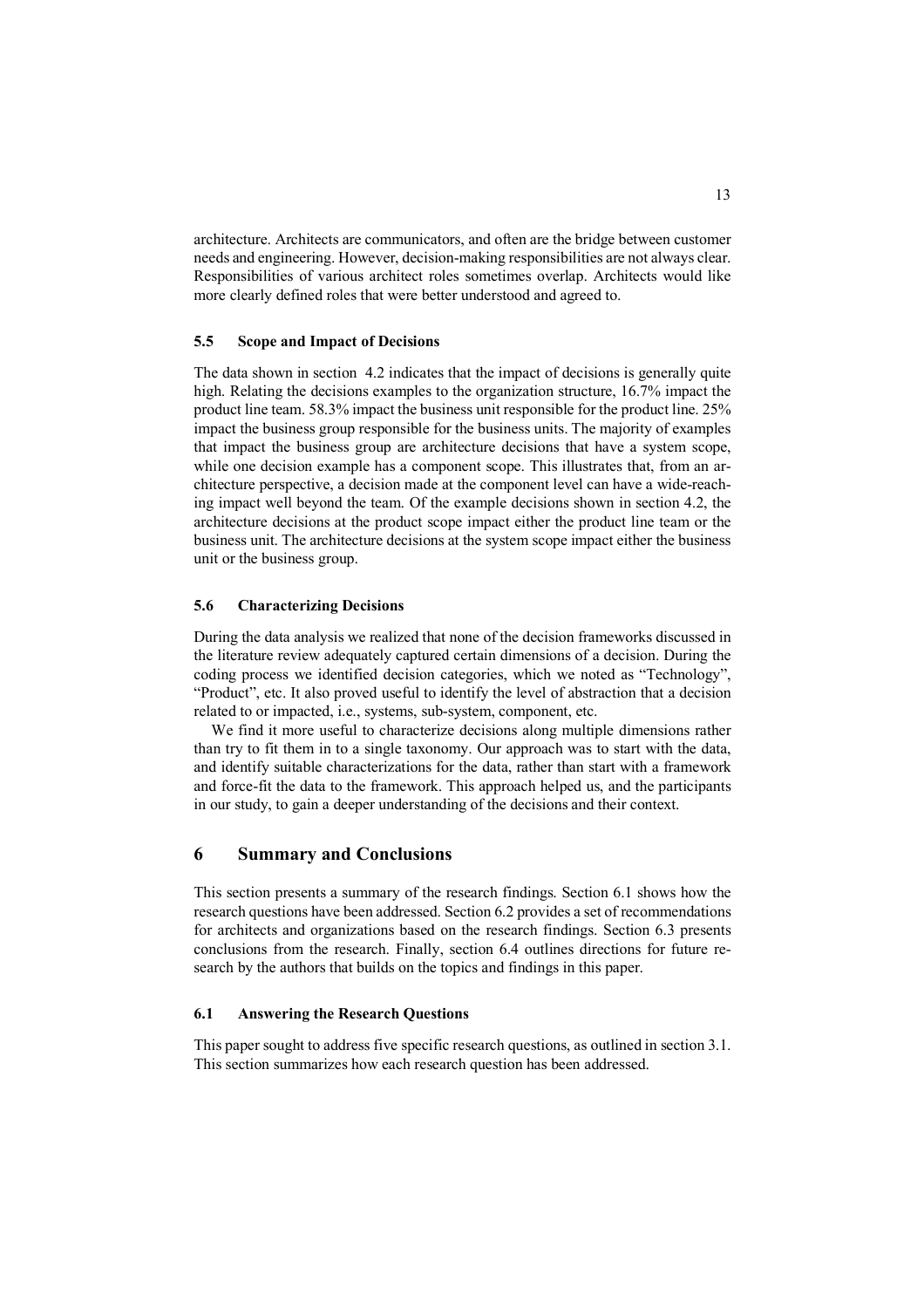architecture. Architects are communicators, and often are the bridge between customer needs and engineering. However, decision-making responsibilities are not always clear. Responsibilities of various architect roles sometimes overlap. Architects would like more clearly defined roles that were better understood and agreed to.

### 5.5 Scope and Impact of Decisions

The data shown in section 4.2 indicates that the impact of decisions is generally quite high. Relating the decisions examples to the organization structure, 16.7% impact the product line team. 58.3% impact the business unit responsible for the product line. 25% impact the business group responsible for the business units. The majority of examples that impact the business group are architecture decisions that have a system scope, while one decision example has a component scope. This illustrates that, from an architecture perspective, a decision made at the component level can have a wide-reaching impact well beyond the team. Of the example decisions shown in section 4.2, the architecture decisions at the product scope impact either the product line team or the business unit. The architecture decisions at the system scope impact either the business unit or the business group.

### 5.6 Characterizing Decisions

During the data analysis we realized that none of the decision frameworks discussed in the literature review adequately captured certain dimensions of a decision. During the coding process we identified decision categories, which we noted as "Technology", "Product", etc. It also proved useful to identify the level of abstraction that a decision related to or impacted, i.e., systems, sub-system, component, etc.

We find it more useful to characterize decisions along multiple dimensions rather than try to fit them in to a single taxonomy. Our approach was to start with the data, and identify suitable characterizations for the data, rather than start with a framework and force-fit the data to the framework. This approach helped us, and the participants in our study, to gain a deeper understanding of the decisions and their context.

## 6 Summary and Conclusions

This section presents a summary of the research findings. Section 6.1 shows how the research questions have been addressed. Section 6.2 provides a set of recommendations for architects and organizations based on the research findings. Section 6.3 presents conclusions from the research. Finally, section 6.4 outlines directions for future research by the authors that builds on the topics and findings in this paper.

### 6.1 Answering the Research Questions

This paper sought to address five specific research questions, as outlined in section 3.1. This section summarizes how each research question has been addressed.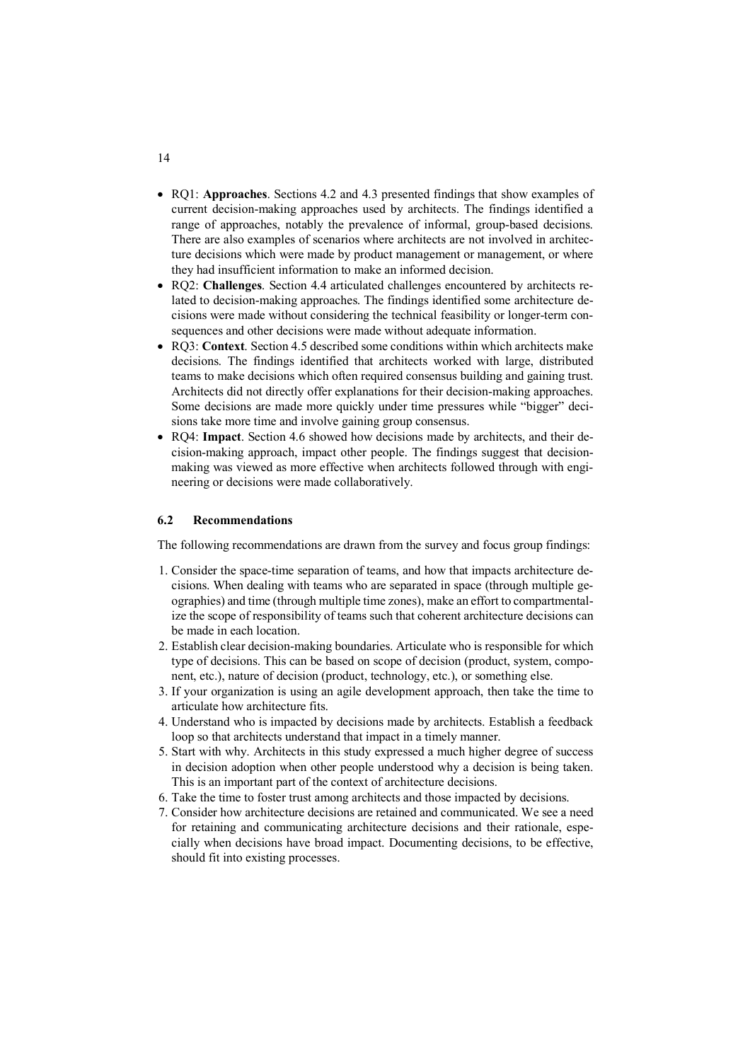- RQ1: **Approaches**. Sections 4.2 and 4.3 presented findings that show examples of current decision-making approaches used by architects. The findings identified a range of approaches, notably the prevalence of informal, group-based decisions. There are also examples of scenarios where architects are not involved in architecture decisions which were made by product management or management, or where they had insufficient information to make an informed decision.
- RQ2: **Challenges**. Section 4.4 articulated challenges encountered by architects related to decision-making approaches. The findings identified some architecture decisions were made without considering the technical feasibility or longer-term consequences and other decisions were made without adequate information.
- RQ3: **Context**. Section 4.5 described some conditions within which architects make decisions. The findings identified that architects worked with large, distributed teams to make decisions which often required consensus building and gaining trust. Architects did not directly offer explanations for their decision-making approaches. Some decisions are made more quickly under time pressures while "bigger" decisions take more time and involve gaining group consensus.
- RQ4: **Impact**. Section 4.6 showed how decisions made by architects, and their decision-making approach, impact other people. The findings suggest that decision-making was viewed as more effective when architects followed through with engineering or decisions were made collaboratively.

### 6.2 Recommendations

The following recommendations are drawn from the survey and focus group findings:

1. Consider the space-time separation of teams, and how that impacts architecture decisions. When dealing with teams who are separated in space (through multiple geographies) and time (through multiple time zones), make an effort to compartmentalize the scope of responsibility of teams such that coherent architecture decisions can be made in each location.
2. Establish clear decision-making boundaries. Articulate who is responsible for which type of decisions. This can be based on scope of decision (product, system, component, etc.), nature of decision (product, technology, etc.), or something else.
3. If your organization is using an agile development approach, then take the time to articulate how architecture fits.
4. Understand who is impacted by decisions made by architects. Establish a feedback loop so that architects understand that impact in a timely manner.
5. Start with why. Architects in this study expressed a much higher degree of success in decision adoption when other people understood why a decision is being taken. This is an important part of the context of architecture decisions.
6. Take the time to foster trust among architects and those impacted by decisions.
7. Consider how architecture decisions are retained and communicated. We see a need for retaining and communicating architecture decisions and their rationale, especially when decisions have broad impact. Documenting decisions, to be effective, should fit into existing processes.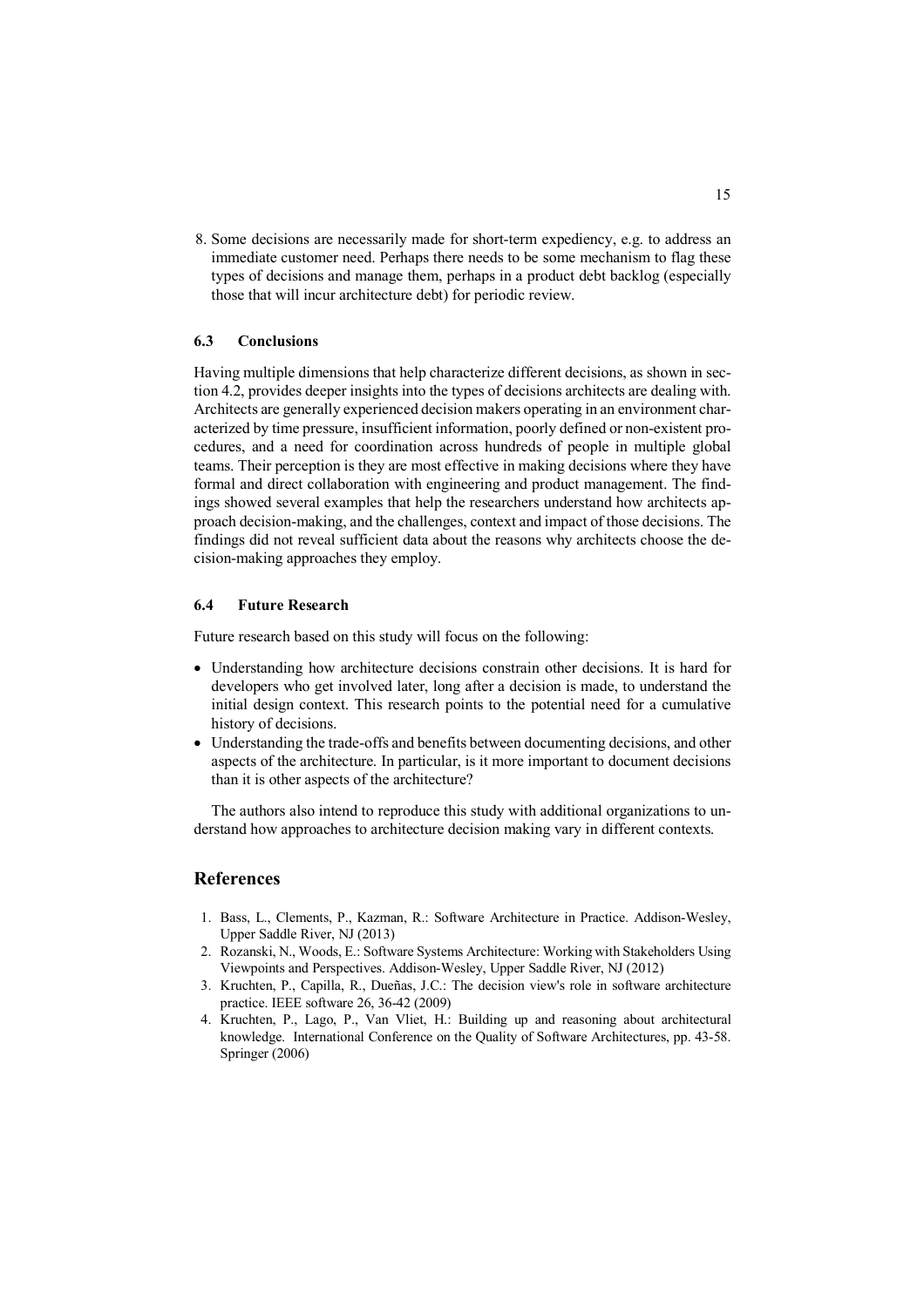8. Some decisions are necessarily made for short-term expediency, e.g. to address an immediate customer need. Perhaps there needs to be some mechanism to flag these types of decisions and manage them, perhaps in a product debt backlog (especially those that will incur architecture debt) for periodic review.

### 6.3 Conclusions

Having multiple dimensions that help characterize different decisions, as shown in section 4.2, provides deeper insights into the types of decisions architects are dealing with. Architects are generally experienced decision makers operating in an environment characterized by time pressure, insufficient information, poorly defined or non-existent procedures, and a need for coordination across hundreds of people in multiple global teams. Their perception is they are most effective in making decisions where they have formal and direct collaboration with engineering and product management. The findings showed several examples that help the researchers understand how architects approach decision-making, and the challenges, context and impact of those decisions. The findings did not reveal sufficient data about the reasons why architects choose the decision-making approaches they employ.

### 6.4 Future Research

Future research based on this study will focus on the following:

- Understanding how architecture decisions constrain other decisions. It is hard for developers who get involved later, long after a decision is made, to understand the initial design context. This research points to the potential need for a cumulative history of decisions.
- Understanding the trade-offs and benefits between documenting decisions, and other aspects of the architecture. In particular, is it more important to document decisions than it is other aspects of the architecture?

The authors also intend to reproduce this study with additional organizations to understand how approaches to architecture decision making vary in different contexts.

## References

1. Bass, L., Clements, P., Kazman, R.: Software Architecture in Practice. Addison-Wesley, Upper Saddle River, NJ (2013)
2. Rozanski, N., Woods, E.: Software Systems Architecture: Working with Stakeholders Using Viewpoints and Perspectives. Addison-Wesley, Upper Saddle River, NJ (2012)
3. Kruchten, P., Capilla, R., Dueñas, J.C.: The decision view's role in software architecture practice. IEEE software 26, 36-42 (2009)
4. Kruchten, P., Lago, P., Van Vliet, H.: Building up and reasoning about architectural knowledge. International Conference on the Quality of Software Architectures, pp. 43-58. Springer (2006)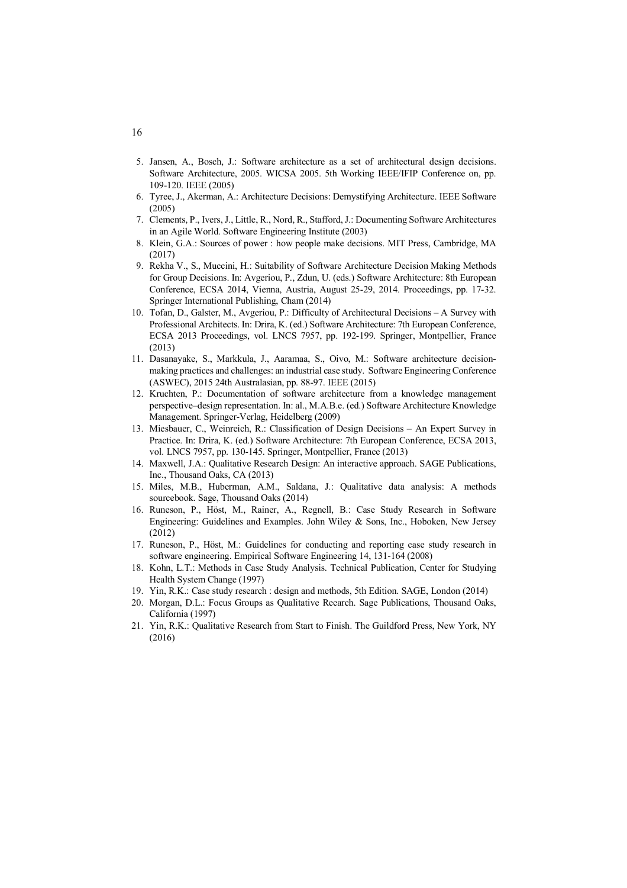5. Jansen, A., Bosch, J.: Software architecture as a set of architectural design decisions. Software Architecture, 2005. WICSA 2005. 5th Working IEEE/IFIP Conference on, pp. 109-120. IEEE (2005)
6. Tyree, J., Akerman, A.: Architecture Decisions: Demystifying Architecture. IEEE Software (2005)
7. Clements, P., Ivers, J., Little, R., Nord, R., Stafford, J.: Documenting Software Architectures in an Agile World. Software Engineering Institute (2003)
8. Klein, G.A.: Sources of power : how people make decisions. MIT Press, Cambridge, MA (2017)
9. Rekha V., S., Muccini, H.: Suitability of Software Architecture Decision Making Methods for Group Decisions. In: Avgeriou, P., Zdun, U. (eds.) Software Architecture: 8th European Conference, ECSA 2014, Vienna, Austria, August 25-29, 2014. Proceedings, pp. 17-32. Springer International Publishing, Cham (2014)
10. Tofan, D., Galster, M., Avgeriou, P.: Difficulty of Architectural Decisions – A Survey with Professional Architects. In: Drira, K. (ed.) Software Architecture: 7th European Conference, ECSA 2013 Proceedings, vol. LNCS 7957, pp. 192-199. Springer, Montpellier, France (2013)
11. Dasanayake, S., Markkula, J., Aaramaa, S., Oivo, M.: Software architecture decision-making practices and challenges: an industrial case study. Software Engineering Conference (ASWEC), 2015 24th Australasian, pp. 88-97. IEEE (2015)
12. Kruchten, P.: Documentation of software architecture from a knowledge management perspective–design representation. In: al., M.A.B.e. (ed.) Software Architecture Knowledge Management. Springer-Verlag, Heidelberg (2009)
13. Miesbauer, C., Weinreich, R.: Classification of Design Decisions – An Expert Survey in Practice. In: Drira, K. (ed.) Software Architecture: 7th European Conference, ECSA 2013, vol. LNCS 7957, pp. 130-145. Springer, Montpellier, France (2013)
14. Maxwell, J.A.: Qualitative Research Design: An interactive approach. SAGE Publications, Inc., Thousand Oaks, CA (2013)
15. Miles, M.B., Huberman, A.M., Saldana, J.: Qualitative data analysis: A methods sourcebook. Sage, Thousand Oaks (2014)
16. Runeson, P., Höst, M., Rainer, A., Regnell, B.: Case Study Research in Software Engineering: Guidelines and Examples. John Wiley & Sons, Inc., Hoboken, New Jersey (2012)
17. Runeson, P., Höst, M.: Guidelines for conducting and reporting case study research in software engineering. Empirical Software Engineering 14, 131-164 (2008)
18. Kohn, L.T.: Methods in Case Study Analysis. Technical Publication, Center for Studying Health System Change (1997)
19. Yin, R.K.: Case study research : design and methods, 5th Edition. SAGE, London (2014)
20. Morgan, D.L.: Focus Groups as Qualitative Reearch. Sage Publications, Thousand Oaks, California (1997)
21. Yin, R.K.: Qualitative Research from Start to Finish. The Guildford Press, New York, NY (2016)